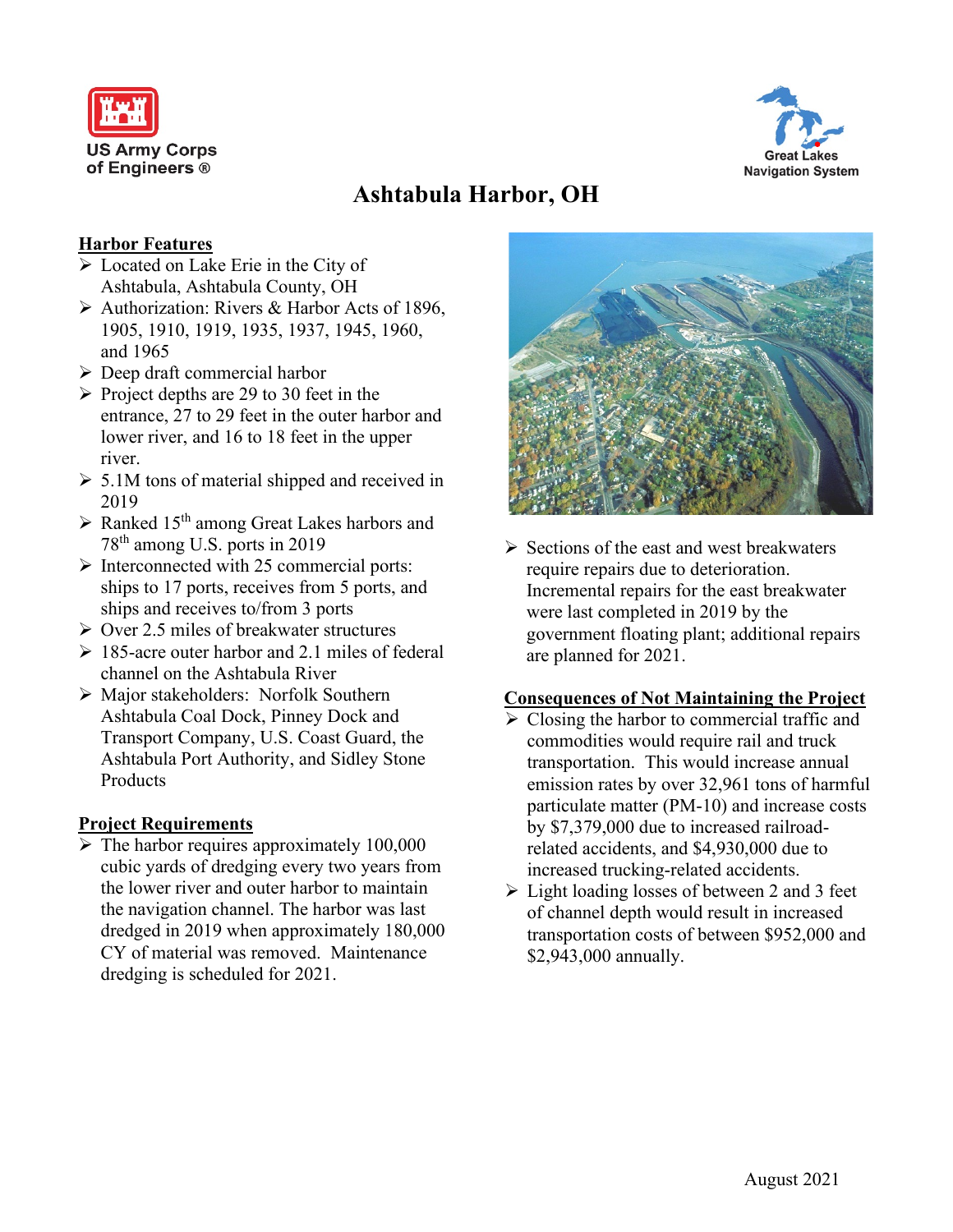US Army Corps of Engineers ®

Great Lakes Navigation System

# Ashtabula Harbor, OH

## Harbor Features

- Located on Lake Erie in the City of Ashtabula, Ashtabula County, OH
- Authorization: Rivers & Harbor Acts of 1896, 1905, 1910, 1919, 1935, 1937, 1945, 1960, and 1965
- Deep draft commercial harbor
- Project depths are 29 to 30 feet in the entrance, 27 to 29 feet in the outer harbor and lower river, and 16 to 18 feet in the upper river.
- 5.1M tons of material shipped and received in 2019
- Ranked 15th among Great Lakes harbors and 78th among U.S. ports in 2019
- Interconnected with 25 commercial ports: ships to 17 ports, receives from 5 ports, and ships and receives to/from 3 ports
- Over 2.5 miles of breakwater structures
- 185-acre outer harbor and 2.1 miles of federal channel on the Ashtabula River
- Major stakeholders: Norfolk Southern Ashtabula Coal Dock, Pinney Dock and Transport Company, U.S. Coast Guard, the Ashtabula Port Authority, and Sidley Stone Products

## Project Requirements

- The harbor requires approximately 100,000 cubic yards of dredging every two years from the lower river and outer harbor to maintain the navigation channel. The harbor was last dredged in 2019 when approximately 180,000 CY of material was removed. Maintenance dredging is scheduled for 2021.
- Sections of the east and west breakwaters require repairs due to deterioration. Incremental repairs for the east breakwater were last completed in 2019 by the government floating plant; additional repairs are planned for 2021.

## Consequences of Not Maintaining the Project

- Closing the harbor to commercial traffic and commodities would require rail and truck transportation. This would increase annual emission rates by over 32,961 tons of harmful particulate matter (PM-10) and increase costs by $7,379,000 due to increased railroad-related accidents, and $4,930,000 due to increased trucking-related accidents.
- Light loading losses of between 2 and 3 feet of channel depth would result in increased transportation costs of between $952,000 and $2,943,000 annually.

August 2021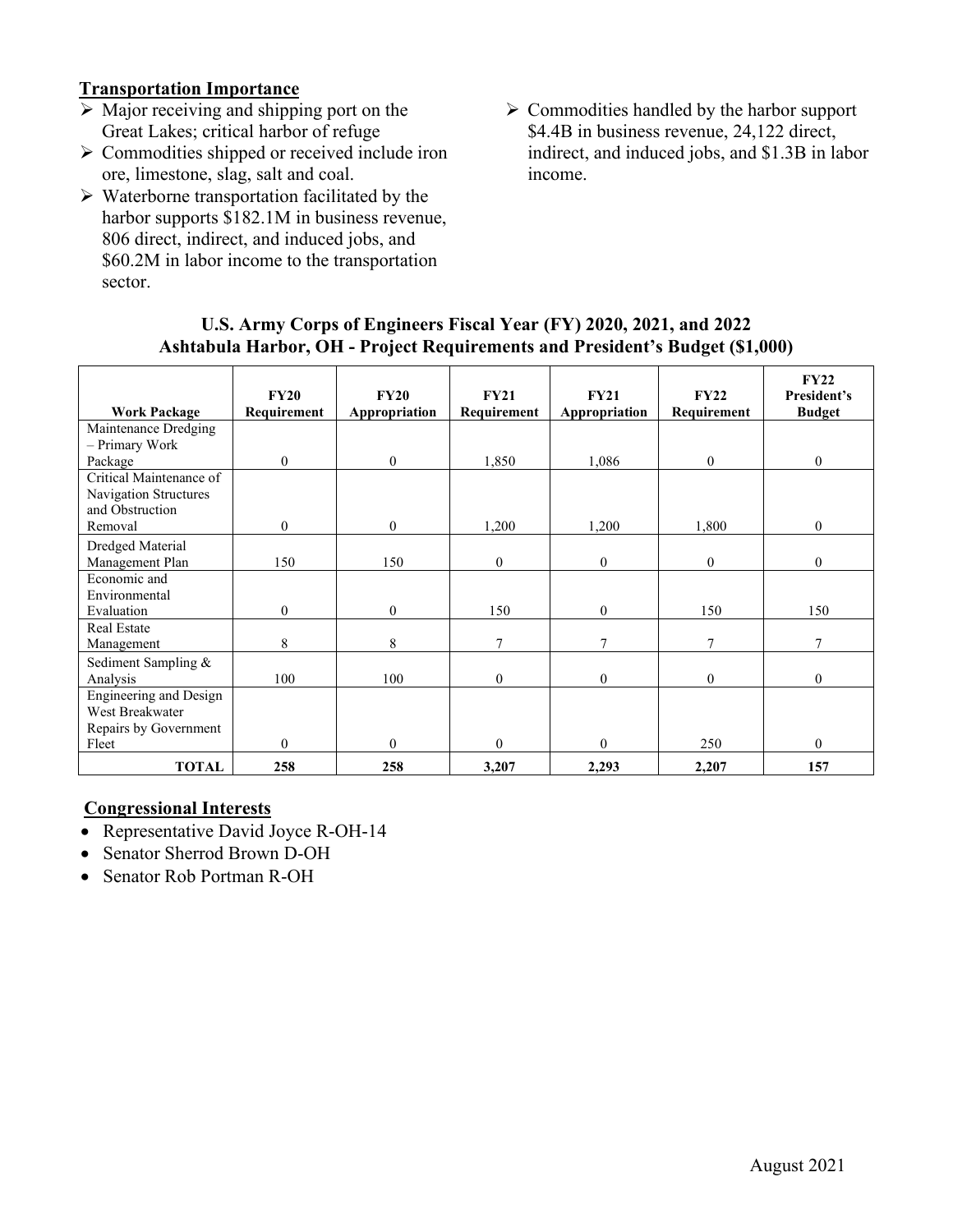## Transportation Importance

- Major receiving and shipping port on the Great Lakes; critical harbor of refuge
- Commodities shipped or received include iron ore, limestone, slag, salt and coal.
- Waterborne transportation facilitated by the harbor supports $182.1M in business revenue, 806 direct, indirect, and induced jobs, and $60.2M in labor income to the transportation sector.
- Commodities handled by the harbor support $4.4B in business revenue, 24,122 direct, indirect, and induced jobs, and $1.3B in labor income.

**U.S. Army Corps of Engineers Fiscal Year (FY) 2020, 2021, and 2022**
**Ashtabula Harbor, OH - Project Requirements and President's Budget ($1,000)**

| Work Package | FY20 Requirement | FY20 Appropriation | FY21 Requirement | FY21 Appropriation | FY22 Requirement | FY22 President's Budget |
|---|---|---|---|---|---|---|
| Maintenance Dredging – Primary Work Package | 0 | 0 | 1,850 | 1,086 | 0 | 0 |
| Critical Maintenance of Navigation Structures and Obstruction Removal | 0 | 0 | 1,200 | 1,200 | 1,800 | 0 |
| Dredged Material Management Plan | 150 | 150 | 0 | 0 | 0 | 0 |
| Economic and Environmental Evaluation | 0 | 0 | 150 | 0 | 150 | 150 |
| Real Estate Management | 8 | 8 | 7 | 7 | 7 | 7 |
| Sediment Sampling & Analysis | 100 | 100 | 0 | 0 | 0 | 0 |
| Engineering and Design West Breakwater Repairs by Government Fleet | 0 | 0 | 0 | 0 | 250 | 0 |
| **TOTAL** | **258** | **258** | **3,207** | **2,293** | **2,207** | **157** |

## Congressional Interests

- Representative David Joyce R-OH-14
- Senator Sherrod Brown D-OH
- Senator Rob Portman R-OH

August 2021